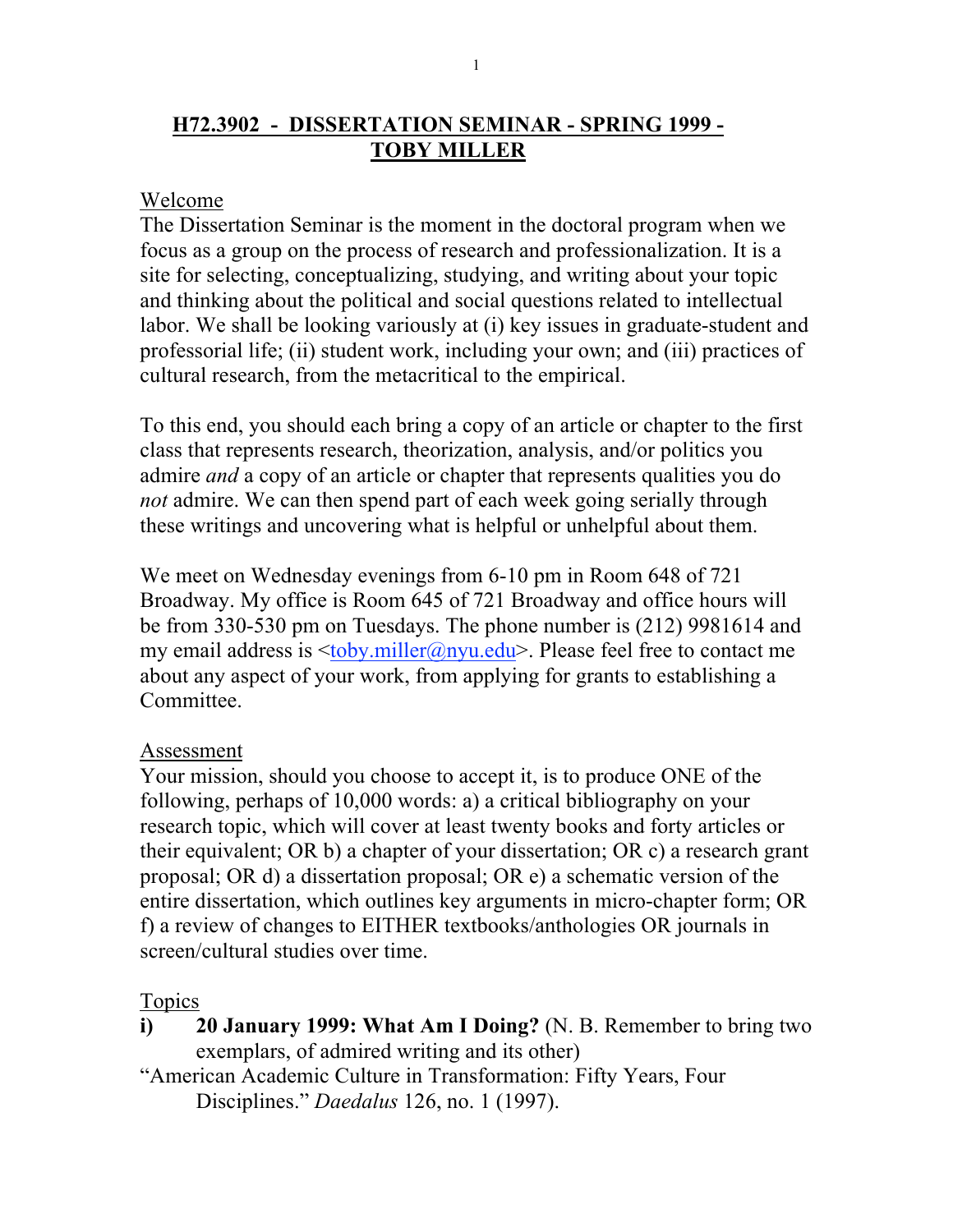# H72.3902 - DISSERTATION SEMINAR - SPRING 1999 - TOBY MILLER

## Welcome

The Dissertation Seminar is the moment in the doctoral program when we focus as a group on the process of research and professionalization. It is a site for selecting, conceptualizing, studying, and writing about your topic and thinking about the political and social questions related to intellectual labor. We shall be looking variously at (i) key issues in graduate-student and professorial life; (ii) student work, including your own; and (iii) practices of cultural research, from the metacritical to the empirical.

To this end, you should each bring a copy of an article or chapter to the first class that represents research, theorization, analysis, and/or politics you admire *and* a copy of an article or chapter that represents qualities you do *not* admire. We can then spend part of each week going serially through these writings and uncovering what is helpful or unhelpful about them.

We meet on Wednesday evenings from 6-10 pm in Room 648 of 721 Broadway. My office is Room 645 of 721 Broadway and office hours will be from 330-530 pm on Tuesdays. The phone number is (212) 9981614 and my email address is <toby.miller@nyu.edu>. Please feel free to contact me about any aspect of your work, from applying for grants to establishing a Committee.

## Assessment

Your mission, should you choose to accept it, is to produce ONE of the following, perhaps of 10,000 words: a) a critical bibliography on your research topic, which will cover at least twenty books and forty articles or their equivalent; OR b) a chapter of your dissertation; OR c) a research grant proposal; OR d) a dissertation proposal; OR e) a schematic version of the entire dissertation, which outlines key arguments in micro-chapter form; OR f) a review of changes to EITHER textbooks/anthologies OR journals in screen/cultural studies over time.

## Topics

**i) 20 January 1999: What Am I Doing?** (N. B. Remember to bring two exemplars, of admired writing and its other)

"American Academic Culture in Transformation: Fifty Years, Four Disciplines." *Daedalus* 126, no. 1 (1997).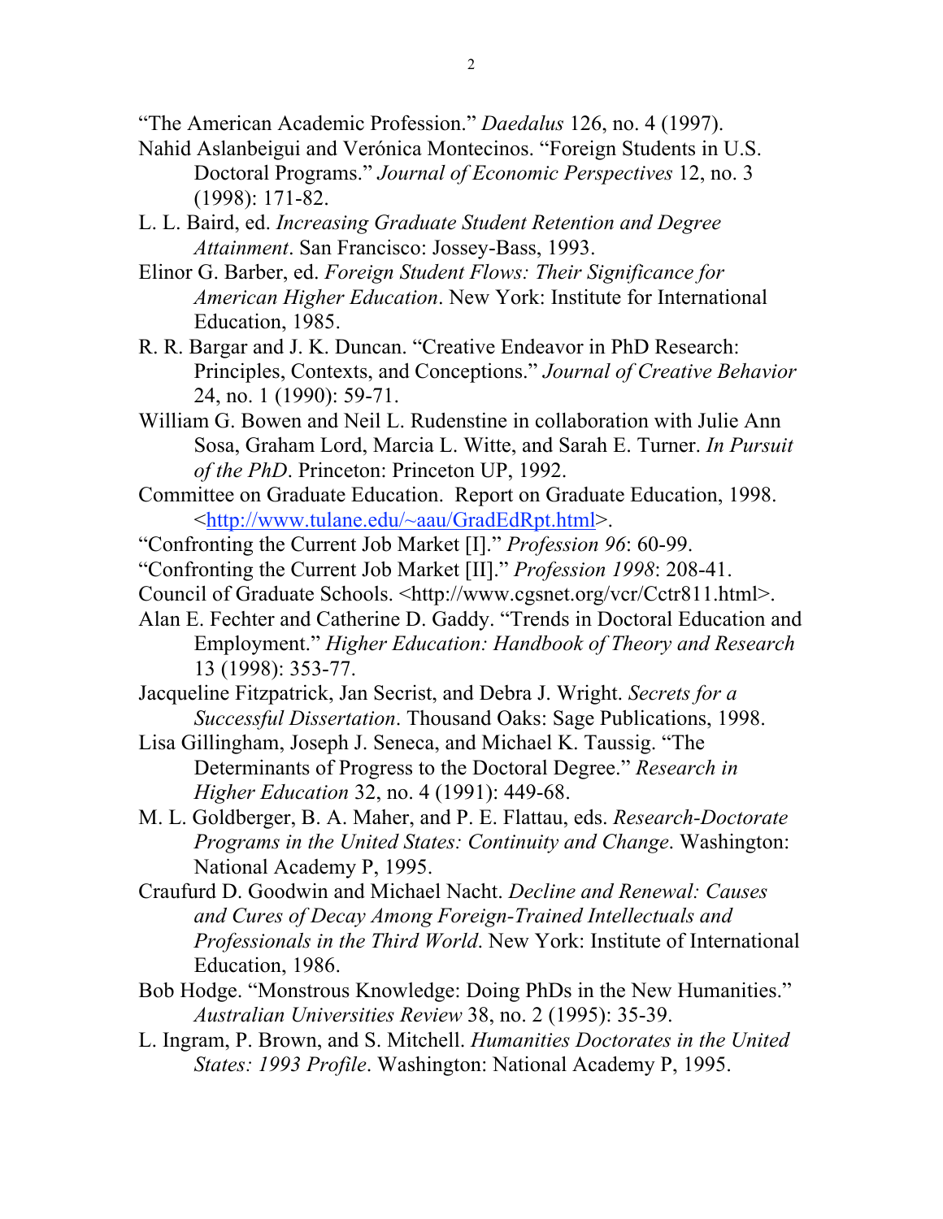"The American Academic Profession." *Daedalus* 126, no. 4 (1997).

Nahid Aslanbeigui and Verónica Montecinos. "Foreign Students in U.S. Doctoral Programs." *Journal of Economic Perspectives* 12, no. 3 (1998): 171-82.

L. L. Baird, ed. *Increasing Graduate Student Retention and Degree Attainment*. San Francisco: Jossey-Bass, 1993.

Elinor G. Barber, ed. *Foreign Student Flows: Their Significance for American Higher Education*. New York: Institute for International Education, 1985.

R. R. Bargar and J. K. Duncan. "Creative Endeavor in PhD Research: Principles, Contexts, and Conceptions." *Journal of Creative Behavior* 24, no. 1 (1990): 59-71.

William G. Bowen and Neil L. Rudenstine in collaboration with Julie Ann Sosa, Graham Lord, Marcia L. Witte, and Sarah E. Turner. *In Pursuit of the PhD*. Princeton: Princeton UP, 1992.

Committee on Graduate Education. Report on Graduate Education, 1998. <http://www.tulane.edu/~aau/GradEdRpt.html>.

"Confronting the Current Job Market [I]." *Profession 96*: 60-99.

"Confronting the Current Job Market [II]." *Profession 1998*: 208-41.

Council of Graduate Schools. <http://www.cgsnet.org/vcr/Cctr811.html>.

Alan E. Fechter and Catherine D. Gaddy. "Trends in Doctoral Education and Employment." *Higher Education: Handbook of Theory and Research* 13 (1998): 353-77.

Jacqueline Fitzpatrick, Jan Secrist, and Debra J. Wright. *Secrets for a Successful Dissertation*. Thousand Oaks: Sage Publications, 1998.

Lisa Gillingham, Joseph J. Seneca, and Michael K. Taussig. "The Determinants of Progress to the Doctoral Degree." *Research in Higher Education* 32, no. 4 (1991): 449-68.

M. L. Goldberger, B. A. Maher, and P. E. Flattau, eds. *Research-Doctorate Programs in the United States: Continuity and Change*. Washington: National Academy P, 1995.

Craufurd D. Goodwin and Michael Nacht. *Decline and Renewal: Causes and Cures of Decay Among Foreign-Trained Intellectuals and Professionals in the Third World*. New York: Institute of International Education, 1986.

Bob Hodge. "Monstrous Knowledge: Doing PhDs in the New Humanities." *Australian Universities Review* 38, no. 2 (1995): 35-39.

L. Ingram, P. Brown, and S. Mitchell. *Humanities Doctorates in the United States: 1993 Profile*. Washington: National Academy P, 1995.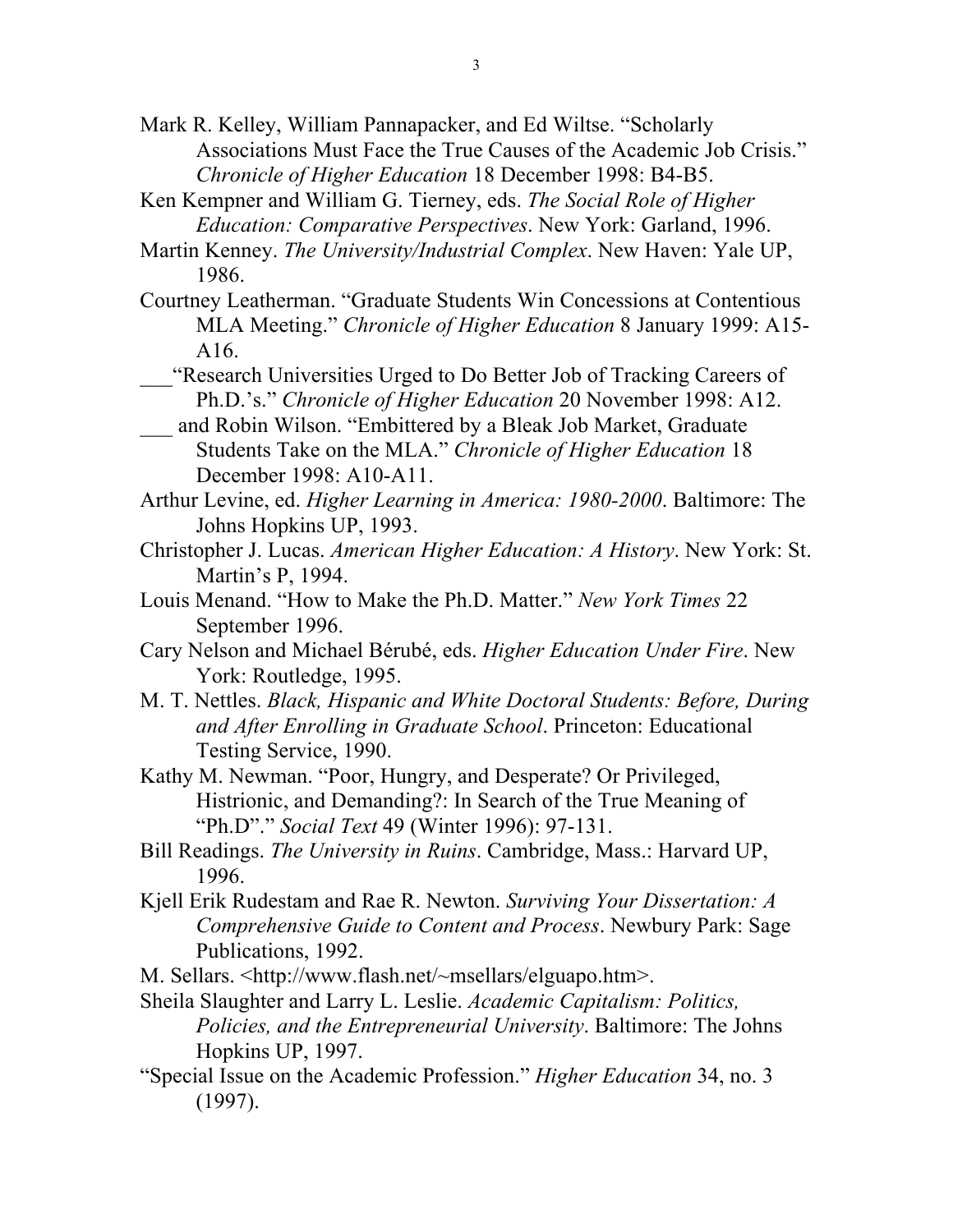Mark R. Kelley, William Pannapacker, and Ed Wiltse. "Scholarly Associations Must Face the True Causes of the Academic Job Crisis." *Chronicle of Higher Education* 18 December 1998: B4-B5.

Ken Kempner and William G. Tierney, eds. *The Social Role of Higher Education: Comparative Perspectives*. New York: Garland, 1996.

Martin Kenney. *The University/Industrial Complex*. New Haven: Yale UP, 1986.

Courtney Leatherman. "Graduate Students Win Concessions at Contentious MLA Meeting." *Chronicle of Higher Education* 8 January 1999: A15-A16.

___"Research Universities Urged to Do Better Job of Tracking Careers of Ph.D.'s." *Chronicle of Higher Education* 20 November 1998: A12.

___ and Robin Wilson. "Embittered by a Bleak Job Market, Graduate Students Take on the MLA." *Chronicle of Higher Education* 18 December 1998: A10-A11.

Arthur Levine, ed. *Higher Learning in America: 1980-2000*. Baltimore: The Johns Hopkins UP, 1993.

Christopher J. Lucas. *American Higher Education: A History*. New York: St. Martin's P, 1994.

Louis Menand. "How to Make the Ph.D. Matter." *New York Times* 22 September 1996.

Cary Nelson and Michael Bérubé, eds. *Higher Education Under Fire*. New York: Routledge, 1995.

M. T. Nettles. *Black, Hispanic and White Doctoral Students: Before, During and After Enrolling in Graduate School*. Princeton: Educational Testing Service, 1990.

Kathy M. Newman. "Poor, Hungry, and Desperate? Or Privileged, Histrionic, and Demanding?: In Search of the True Meaning of "Ph.D"." *Social Text* 49 (Winter 1996): 97-131.

Bill Readings. *The University in Ruins*. Cambridge, Mass.: Harvard UP, 1996.

Kjell Erik Rudestam and Rae R. Newton. *Surviving Your Dissertation: A Comprehensive Guide to Content and Process*. Newbury Park: Sage Publications, 1992.

M. Sellars. <http://www.flash.net/~msellars/elguapo.htm>.

Sheila Slaughter and Larry L. Leslie. *Academic Capitalism: Politics, Policies, and the Entrepreneurial University*. Baltimore: The Johns Hopkins UP, 1997.

"Special Issue on the Academic Profession." *Higher Education* 34, no. 3 (1997).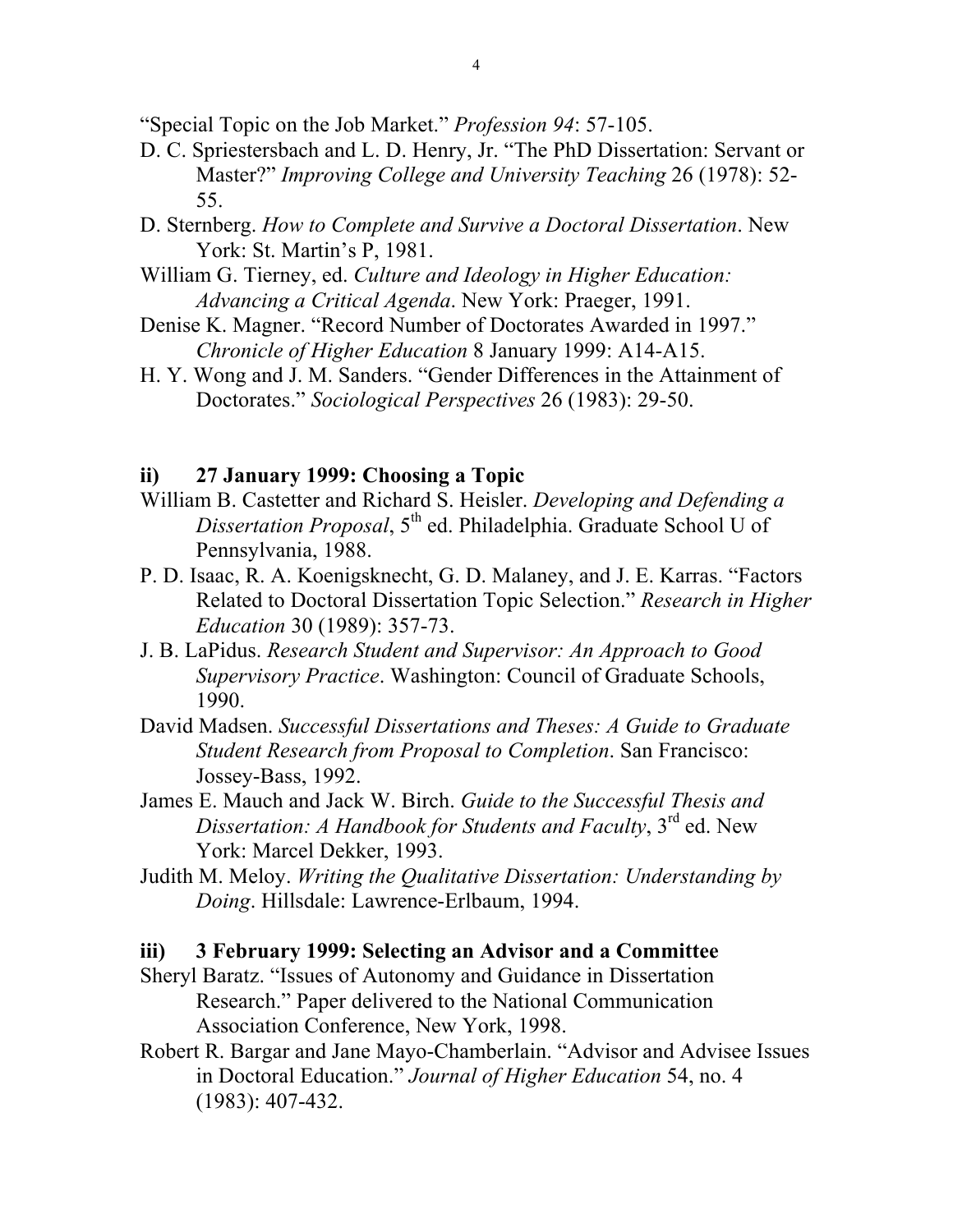"Special Topic on the Job Market." *Profession 94*: 57-105.

D. C. Spriestersbach and L. D. Henry, Jr. "The PhD Dissertation: Servant or Master?" *Improving College and University Teaching* 26 (1978): 52-55.

D. Sternberg. *How to Complete and Survive a Doctoral Dissertation*. New York: St. Martin's P, 1981.

William G. Tierney, ed. *Culture and Ideology in Higher Education: Advancing a Critical Agenda*. New York: Praeger, 1991.

Denise K. Magner. "Record Number of Doctorates Awarded in 1997." *Chronicle of Higher Education* 8 January 1999: A14-A15.

H. Y. Wong and J. M. Sanders. "Gender Differences in the Attainment of Doctorates." *Sociological Perspectives* 26 (1983): 29-50.

**ii) 27 January 1999: Choosing a Topic**

William B. Castetter and Richard S. Heisler. *Developing and Defending a Dissertation Proposal*, 5th ed. Philadelphia. Graduate School U of Pennsylvania, 1988.

P. D. Isaac, R. A. Koenigsknecht, G. D. Malaney, and J. E. Karras. "Factors Related to Doctoral Dissertation Topic Selection." *Research in Higher Education* 30 (1989): 357-73.

J. B. LaPidus. *Research Student and Supervisor: An Approach to Good Supervisory Practice*. Washington: Council of Graduate Schools, 1990.

David Madsen. *Successful Dissertations and Theses: A Guide to Graduate Student Research from Proposal to Completion*. San Francisco: Jossey-Bass, 1992.

James E. Mauch and Jack W. Birch. *Guide to the Successful Thesis and Dissertation: A Handbook for Students and Faculty*, 3rd ed. New York: Marcel Dekker, 1993.

Judith M. Meloy. *Writing the Qualitative Dissertation: Understanding by Doing*. Hillsdale: Lawrence-Erlbaum, 1994.

**iii) 3 February 1999: Selecting an Advisor and a Committee**

Sheryl Baratz. "Issues of Autonomy and Guidance in Dissertation Research." Paper delivered to the National Communication Association Conference, New York, 1998.

Robert R. Bargar and Jane Mayo-Chamberlain. "Advisor and Advisee Issues in Doctoral Education." *Journal of Higher Education* 54, no. 4 (1983): 407-432.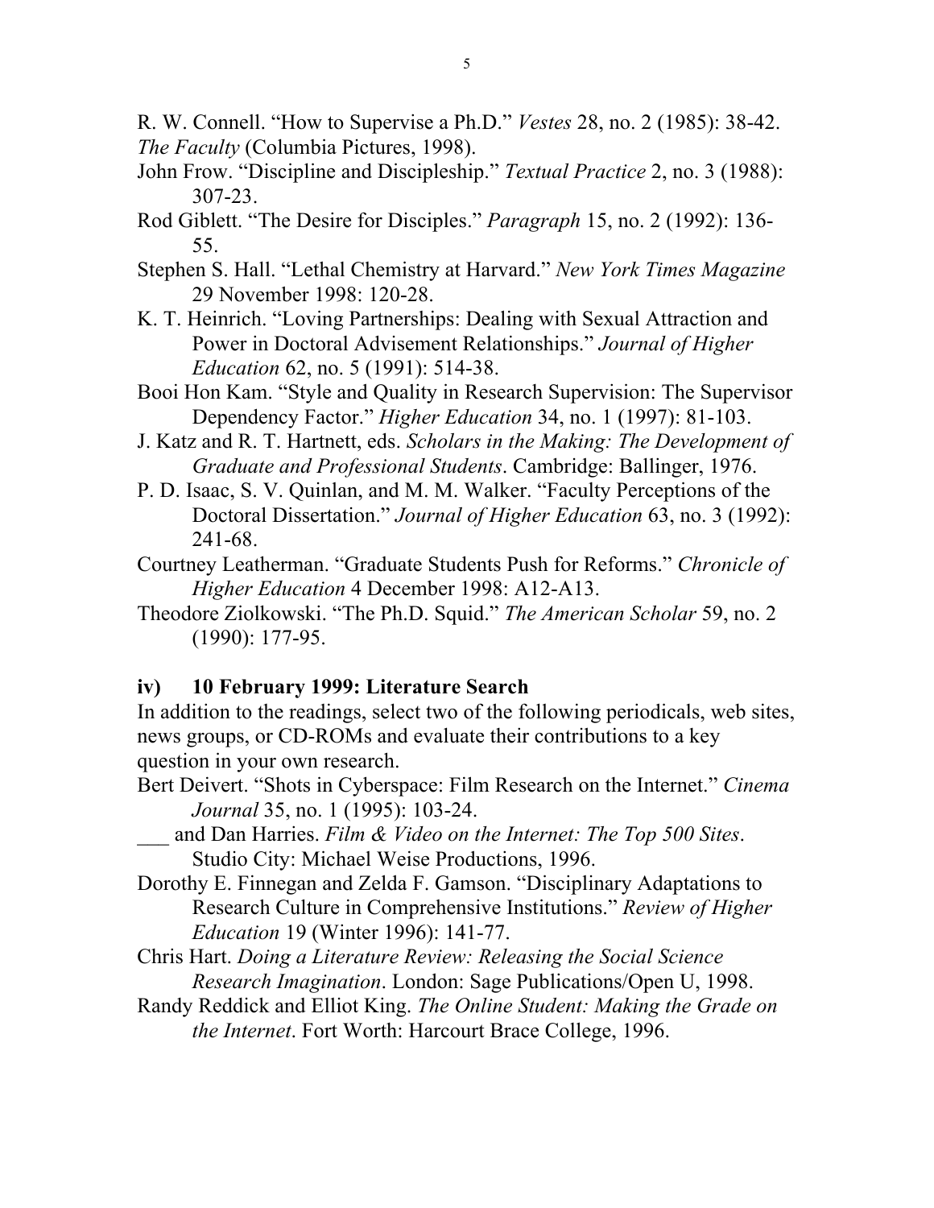R. W. Connell. "How to Supervise a Ph.D." *Vestes* 28, no. 2 (1985): 38-42.

*The Faculty* (Columbia Pictures, 1998).

John Frow. "Discipline and Discipleship." *Textual Practice* 2, no. 3 (1988): 307-23.

Rod Giblett. "The Desire for Disciples." *Paragraph* 15, no. 2 (1992): 136-55.

Stephen S. Hall. "Lethal Chemistry at Harvard." *New York Times Magazine* 29 November 1998: 120-28.

K. T. Heinrich. "Loving Partnerships: Dealing with Sexual Attraction and Power in Doctoral Advisement Relationships." *Journal of Higher Education* 62, no. 5 (1991): 514-38.

Booi Hon Kam. "Style and Quality in Research Supervision: The Supervisor Dependency Factor." *Higher Education* 34, no. 1 (1997): 81-103.

J. Katz and R. T. Hartnett, eds. *Scholars in the Making: The Development of Graduate and Professional Students*. Cambridge: Ballinger, 1976.

P. D. Isaac, S. V. Quinlan, and M. M. Walker. "Faculty Perceptions of the Doctoral Dissertation." *Journal of Higher Education* 63, no. 3 (1992): 241-68.

Courtney Leatherman. "Graduate Students Push for Reforms." *Chronicle of Higher Education* 4 December 1998: A12-A13.

Theodore Ziolkowski. "The Ph.D. Squid." *The American Scholar* 59, no. 2 (1990): 177-95.

### iv) 10 February 1999: Literature Search

In addition to the readings, select two of the following periodicals, web sites, news groups, or CD-ROMs and evaluate their contributions to a key question in your own research.

Bert Deivert. "Shots in Cyberspace: Film Research on the Internet." *Cinema Journal* 35, no. 1 (1995): 103-24.

___ and Dan Harries. *Film & Video on the Internet: The Top 500 Sites*. Studio City: Michael Weise Productions, 1996.

Dorothy E. Finnegan and Zelda F. Gamson. "Disciplinary Adaptations to Research Culture in Comprehensive Institutions." *Review of Higher Education* 19 (Winter 1996): 141-77.

Chris Hart. *Doing a Literature Review: Releasing the Social Science Research Imagination*. London: Sage Publications/Open U, 1998.

Randy Reddick and Elliot King. *The Online Student: Making the Grade on the Internet*. Fort Worth: Harcourt Brace College, 1996.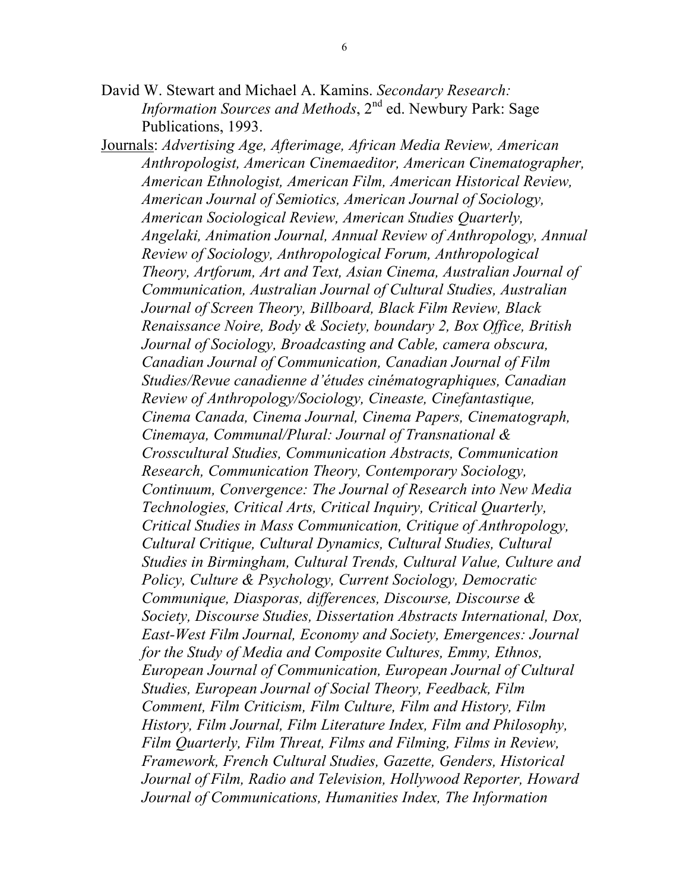David W. Stewart and Michael A. Kamins. *Secondary Research: Information Sources and Methods*, 2nd ed. Newbury Park: Sage Publications, 1993.

Journals: *Advertising Age, Afterimage, African Media Review, American Anthropologist, American Cinemaeditor, American Cinematographer, American Ethnologist, American Film, American Historical Review, American Journal of Semiotics, American Journal of Sociology, American Sociological Review, American Studies Quarterly, Angelaki, Animation Journal, Annual Review of Anthropology, Annual Review of Sociology, Anthropological Forum, Anthropological Theory, Artforum, Art and Text, Asian Cinema, Australian Journal of Communication, Australian Journal of Cultural Studies, Australian Journal of Screen Theory, Billboard, Black Film Review, Black Renaissance Noire, Body & Society, boundary 2, Box Office, British Journal of Sociology, Broadcasting and Cable, camera obscura, Canadian Journal of Communication, Canadian Journal of Film Studies/Revue canadienne d'études cinématographiques, Canadian Review of Anthropology/Sociology, Cineaste, Cinefantastique, Cinema Canada, Cinema Journal, Cinema Papers, Cinematograph, Cinemaya, Communal/Plural: Journal of Transnational & Crosscultural Studies, Communication Abstracts, Communication Research, Communication Theory, Contemporary Sociology, Continuum, Convergence: The Journal of Research into New Media Technologies, Critical Arts, Critical Inquiry, Critical Quarterly, Critical Studies in Mass Communication, Critique of Anthropology, Cultural Critique, Cultural Dynamics, Cultural Studies, Cultural Studies in Birmingham, Cultural Trends, Cultural Value, Culture and Policy, Culture & Psychology, Current Sociology, Democratic Communique, Diasporas, differences, Discourse, Discourse & Society, Discourse Studies, Dissertation Abstracts International, Dox, East-West Film Journal, Economy and Society, Emergences: Journal for the Study of Media and Composite Cultures, Emmy, Ethnos, European Journal of Communication, European Journal of Cultural Studies, European Journal of Social Theory, Feedback, Film Comment, Film Criticism, Film Culture, Film and History, Film History, Film Journal, Film Literature Index, Film and Philosophy, Film Quarterly, Film Threat, Films and Filming, Films in Review, Framework, French Cultural Studies, Gazette, Genders, Historical Journal of Film, Radio and Television, Hollywood Reporter, Howard Journal of Communications, Humanities Index, The Information*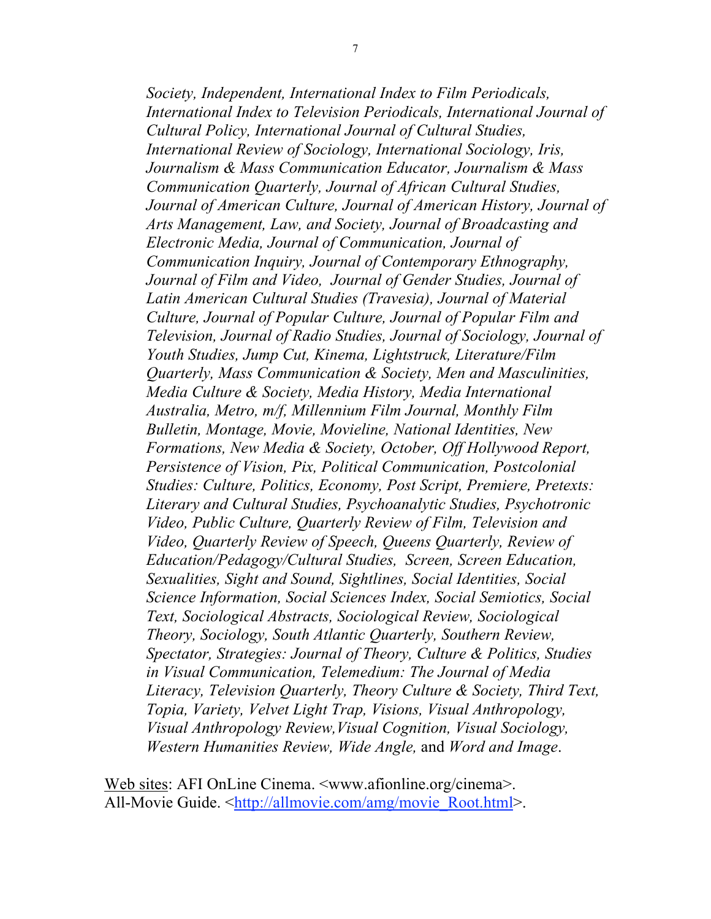*Society, Independent, International Index to Film Periodicals, International Index to Television Periodicals, International Journal of Cultural Policy, International Journal of Cultural Studies, International Review of Sociology, International Sociology, Iris, Journalism & Mass Communication Educator, Journalism & Mass Communication Quarterly, Journal of African Cultural Studies, Journal of American Culture, Journal of American History, Journal of Arts Management, Law, and Society, Journal of Broadcasting and Electronic Media, Journal of Communication, Journal of Communication Inquiry, Journal of Contemporary Ethnography, Journal of Film and Video, Journal of Gender Studies, Journal of Latin American Cultural Studies (Travesia), Journal of Material Culture, Journal of Popular Culture, Journal of Popular Film and Television, Journal of Radio Studies, Journal of Sociology, Journal of Youth Studies, Jump Cut, Kinema, Lightstruck, Literature/Film Quarterly, Mass Communication & Society, Men and Masculinities, Media Culture & Society, Media History, Media International Australia, Metro, m/f, Millennium Film Journal, Monthly Film Bulletin, Montage, Movie, Movieline, National Identities, New Formations, New Media & Society, October, Off Hollywood Report, Persistence of Vision, Pix, Political Communication, Postcolonial Studies: Culture, Politics, Economy, Post Script, Premiere, Pretexts: Literary and Cultural Studies, Psychoanalytic Studies, Psychotronic Video, Public Culture, Quarterly Review of Film, Television and Video, Quarterly Review of Speech, Queens Quarterly, Review of Education/Pedagogy/Cultural Studies, Screen, Screen Education, Sexualities, Sight and Sound, Sightlines, Social Identities, Social Science Information, Social Sciences Index, Social Semiotics, Social Text, Sociological Abstracts, Sociological Review, Sociological Theory, Sociology, South Atlantic Quarterly, Southern Review, Spectator, Strategies: Journal of Theory, Culture & Politics, Studies in Visual Communication, Telemedium: The Journal of Media Literacy, Television Quarterly, Theory Culture & Society, Third Text, Topia, Variety, Velvet Light Trap, Visions, Visual Anthropology, Visual Anthropology Review, Visual Cognition, Visual Sociology, Western Humanities Review, Wide Angle,* and *Word and Image*.

Web sites: AFI OnLine Cinema. <www.afionline.org/cinema>.
All-Movie Guide. <http://allmovie.com/amg/movie_Root.html>.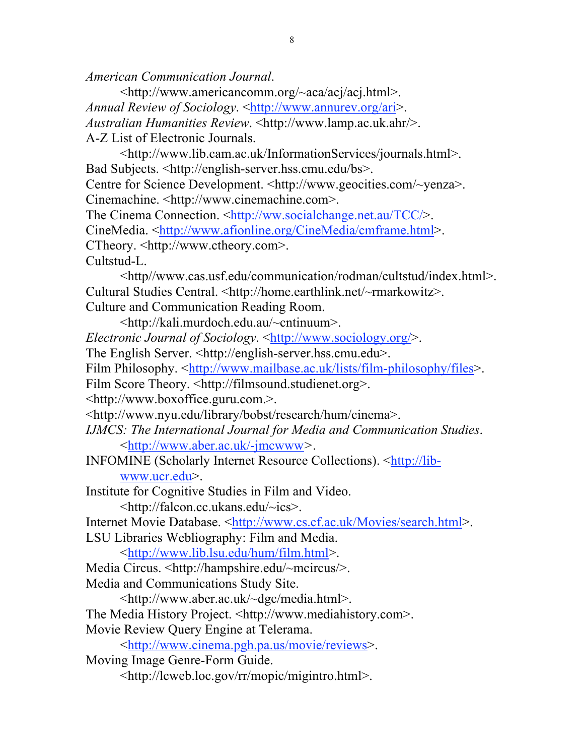*American Communication Journal*. <http://www.americancomm.org/~aca/acj/acj.html>.

*Annual Review of Sociology*. <http://www.annurev.org/ari>.

*Australian Humanities Review*. <http://www.lamp.ac.uk.ahr/>.

A-Z List of Electronic Journals. <http://www.lib.cam.ac.uk/InformationServices/journals.html>.

Bad Subjects. <http://english-server.hss.cmu.edu/bs>.

Centre for Science Development. <http://www.geocities.com/~yenza>.

Cinemachine. <http://www.cinemachine.com>.

The Cinema Connection. <http://ww.socialchange.net.au/TCC/>.

CineMedia. <http://www.afionline.org/CineMedia/cmframe.html>.

CTheory. <http://www.ctheory.com>.

Cultstud-L. <http//www.cas.usf.edu/communication/rodman/cultstud/index.html>.

Cultural Studies Central. <http://home.earthlink.net/~rmarkowitz>.

Culture and Communication Reading Room. <http://kali.murdoch.edu.au/~cntinuum>.

*Electronic Journal of Sociology*. <http://www.sociology.org/>.

The English Server. <http://english-server.hss.cmu.edu>.

Film Philosophy. <http://www.mailbase.ac.uk/lists/film-philosophy/files>.

Film Score Theory. <http://filmsound.studienet.org>.

<http://www.boxoffice.guru.com.>.

<http://www.nyu.edu/library/bobst/research/hum/cinema>.

*IJMCS: The International Journal for Media and Communication Studies*. <http://www.aber.ac.uk/-jmcwww>.

INFOMINE (Scholarly Internet Resource Collections). <http://lib-www.ucr.edu>.

Institute for Cognitive Studies in Film and Video. <http://falcon.cc.ukans.edu/~ics>.

Internet Movie Database. <http://www.cs.cf.ac.uk/Movies/search.html>.

LSU Libraries Webliography: Film and Media. <http://www.lib.lsu.edu/hum/film.html>.

Media Circus. <http://hampshire.edu/~mcircus/>.

Media and Communications Study Site. <http://www.aber.ac.uk/~dgc/media.html>.

The Media History Project. <http://www.mediahistory.com>.

Movie Review Query Engine at Telerama. <http://www.cinema.pgh.pa.us/movie/reviews>.

Moving Image Genre-Form Guide. <http://lcweb.loc.gov/rr/mopic/migintro.html>.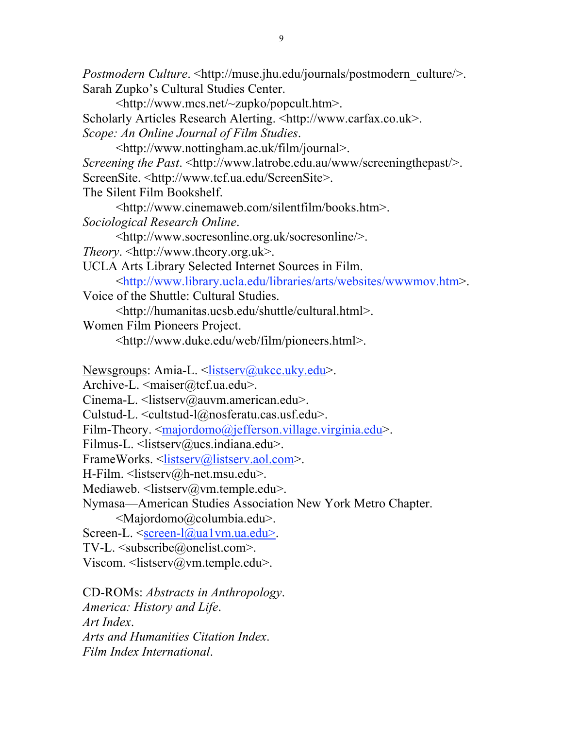*Postmodern Culture*. <http://muse.jhu.edu/journals/postmodern_culture/>.
Sarah Zupko's Cultural Studies Center.
    <http://www.mcs.net/~zupko/popcult.htm>.
Scholarly Articles Research Alerting. <http://www.carfax.co.uk>.
*Scope: An Online Journal of Film Studies*.
    <http://www.nottingham.ac.uk/film/journal>.
*Screening the Past*. <http://www.latrobe.edu.au/www/screeningthepast/>.
ScreenSite. <http://www.tcf.ua.edu/ScreenSite>.
The Silent Film Bookshelf.
    <http://www.cinemaweb.com/silentfilm/books.htm>.
*Sociological Research Online*.
    <http://www.socresonline.org.uk/socresonline/>.
*Theory*. <http://www.theory.org.uk>.
UCLA Arts Library Selected Internet Sources in Film.
    <http://www.library.ucla.edu/libraries/arts/websites/wwwmov.htm>.
Voice of the Shuttle: Cultural Studies.
    <http://humanitas.ucsb.edu/shuttle/cultural.html>.
Women Film Pioneers Project.
    <http://www.duke.edu/web/film/pioneers.html>.

Newsgroups: Amia-L. <listserv@ukcc.uky.edu>.
Archive-L. <maiser@tcf.ua.edu>.
Cinema-L. <listserv@auvm.american.edu>.
Culstud-L. <cultstud-l@nosferatu.cas.usf.edu>.
Film-Theory. <majordomo@jefferson.village.virginia.edu>.
Filmus-L. <listserv@ucs.indiana.edu>.
FrameWorks. <listserv@listserv.aol.com>.
H-Film. <listserv@h-net.msu.edu>.
Mediaweb. <listserv@vm.temple.edu>.
Nymasa—American Studies Association New York Metro Chapter.
    <Majordomo@columbia.edu>.
Screen-L. <screen-l@ua1vm.ua.edu>.
TV-L. <subscribe@onelist.com>.
Viscom. <listserv@vm.temple.edu>.

CD-ROMs: *Abstracts in Anthropology*.
*America: History and Life*.
*Art Index*.
*Arts and Humanities Citation Index*.
*Film Index International*.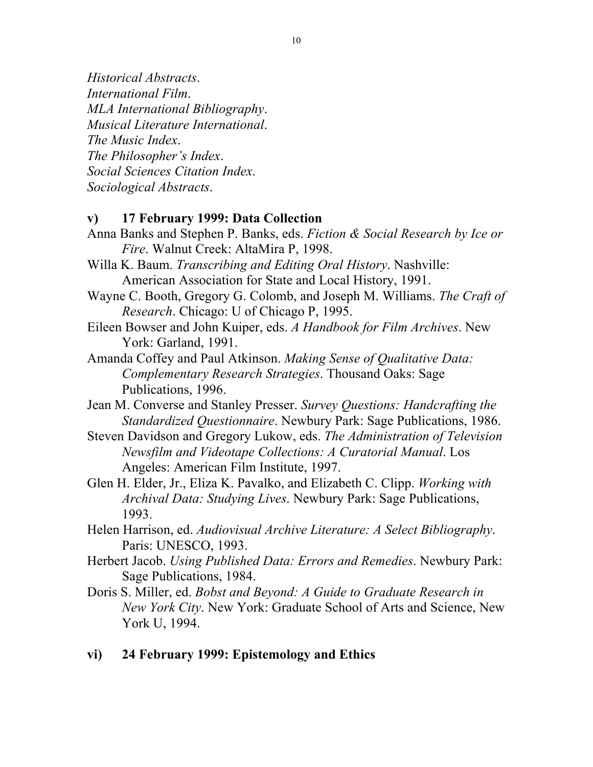*Historical Abstracts*.  
*International Film*.  
*MLA International Bibliography*.  
*Musical Literature International*.  
*The Music Index*.  
*The Philosopher's Index*.  
*Social Sciences Citation Index*.  
*Sociological Abstracts*.

**v) 17 February 1999: Data Collection**

Anna Banks and Stephen P. Banks, eds. *Fiction & Social Research by Ice or Fire*. Walnut Creek: AltaMira P, 1998.

Willa K. Baum. *Transcribing and Editing Oral History*. Nashville: American Association for State and Local History, 1991.

Wayne C. Booth, Gregory G. Colomb, and Joseph M. Williams. *The Craft of Research*. Chicago: U of Chicago P, 1995.

Eileen Bowser and John Kuiper, eds. *A Handbook for Film Archives*. New York: Garland, 1991.

Amanda Coffey and Paul Atkinson. *Making Sense of Qualitative Data: Complementary Research Strategies*. Thousand Oaks: Sage Publications, 1996.

Jean M. Converse and Stanley Presser. *Survey Questions: Handcrafting the Standardized Questionnaire*. Newbury Park: Sage Publications, 1986.

Steven Davidson and Gregory Lukow, eds. *The Administration of Television Newsfilm and Videotape Collections: A Curatorial Manual*. Los Angeles: American Film Institute, 1997.

Glen H. Elder, Jr., Eliza K. Pavalko, and Elizabeth C. Clipp. *Working with Archival Data: Studying Lives*. Newbury Park: Sage Publications, 1993.

Helen Harrison, ed. *Audiovisual Archive Literature: A Select Bibliography*. Paris: UNESCO, 1993.

Herbert Jacob. *Using Published Data: Errors and Remedies*. Newbury Park: Sage Publications, 1984.

Doris S. Miller, ed. *Bobst and Beyond: A Guide to Graduate Research in New York City*. New York: Graduate School of Arts and Science, New York U, 1994.

**vi) 24 February 1999: Epistemology and Ethics**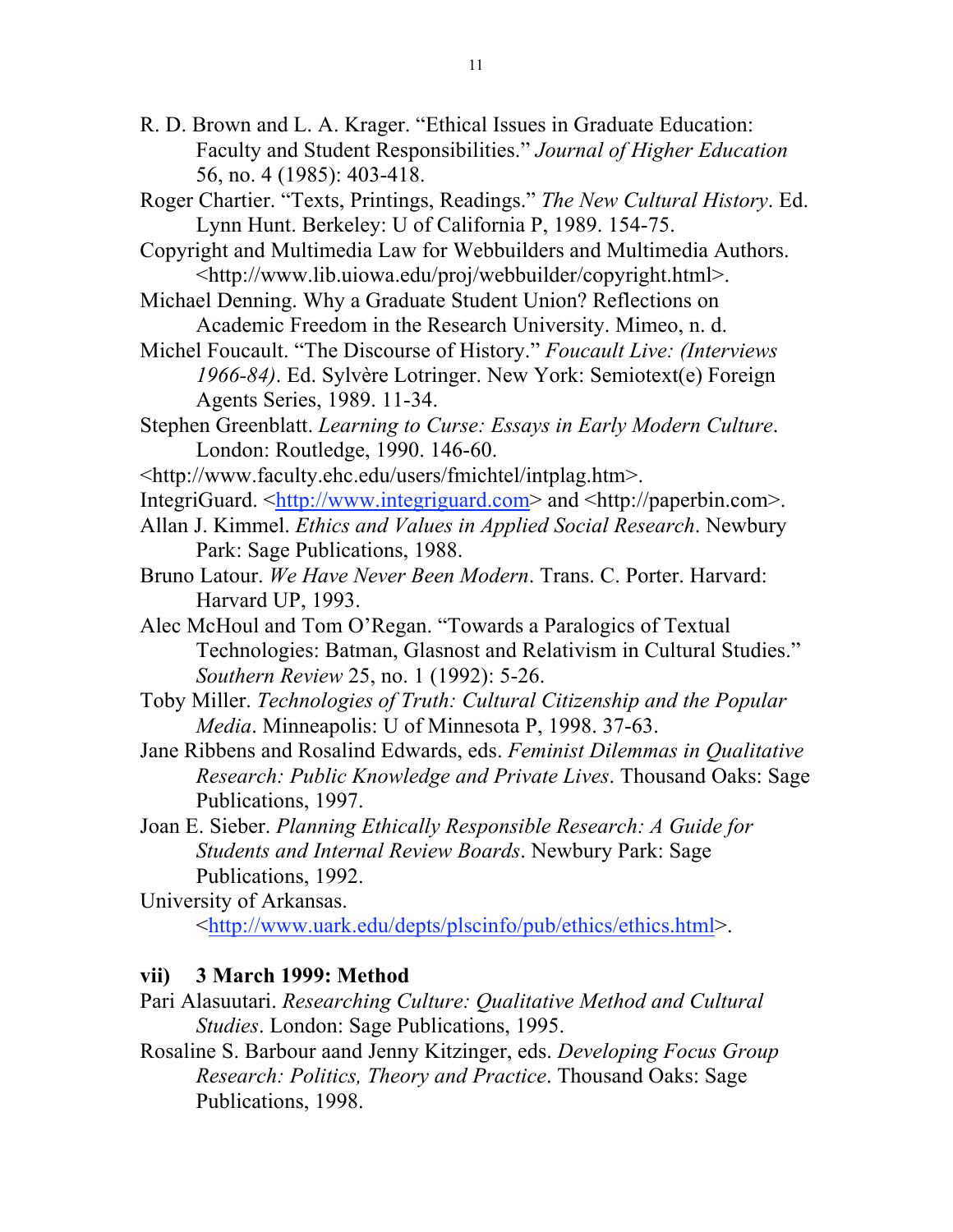R. D. Brown and L. A. Krager. “Ethical Issues in Graduate Education: Faculty and Student Responsibilities.” *Journal of Higher Education* 56, no. 4 (1985): 403-418.

Roger Chartier. “Texts, Printings, Readings.” *The New Cultural History*. Ed. Lynn Hunt. Berkeley: U of California P, 1989. 154-75.

Copyright and Multimedia Law for Webbuilders and Multimedia Authors. <http://www.lib.uiowa.edu/proj/webbuilder/copyright.html>.

Michael Denning. Why a Graduate Student Union? Reflections on Academic Freedom in the Research University. Mimeo, n. d.

Michel Foucault. “The Discourse of History.” *Foucault Live: (Interviews 1966-84)*. Ed. Sylvère Lotringer. New York: Semiotext(e) Foreign Agents Series, 1989. 11-34.

Stephen Greenblatt. *Learning to Curse: Essays in Early Modern Culture*. London: Routledge, 1990. 146-60.

<http://www.faculty.ehc.edu/users/fmichtel/intplag.htm>.

IntegriGuard. <http://www.integriguard.com> and <http://paperbin.com>.

Allan J. Kimmel. *Ethics and Values in Applied Social Research*. Newbury Park: Sage Publications, 1988.

Bruno Latour. *We Have Never Been Modern*. Trans. C. Porter. Harvard: Harvard UP, 1993.

Alec McHoul and Tom O’Regan. “Towards a Paralogics of Textual Technologies: Batman, Glasnost and Relativism in Cultural Studies.” *Southern Review* 25, no. 1 (1992): 5-26.

Toby Miller. *Technologies of Truth: Cultural Citizenship and the Popular Media*. Minneapolis: U of Minnesota P, 1998. 37-63.

Jane Ribbens and Rosalind Edwards, eds. *Feminist Dilemmas in Qualitative Research: Public Knowledge and Private Lives*. Thousand Oaks: Sage Publications, 1997.

Joan E. Sieber. *Planning Ethically Responsible Research: A Guide for Students and Internal Review Boards*. Newbury Park: Sage Publications, 1992.

University of Arkansas. <http://www.uark.edu/depts/plscinfo/pub/ethics/ethics.html>.

**vii) 3 March 1999: Method**

Pari Alasuutari. *Researching Culture: Qualitative Method and Cultural Studies*. London: Sage Publications, 1995.

Rosaline S. Barbour aand Jenny Kitzinger, eds. *Developing Focus Group Research: Politics, Theory and Practice*. Thousand Oaks: Sage Publications, 1998.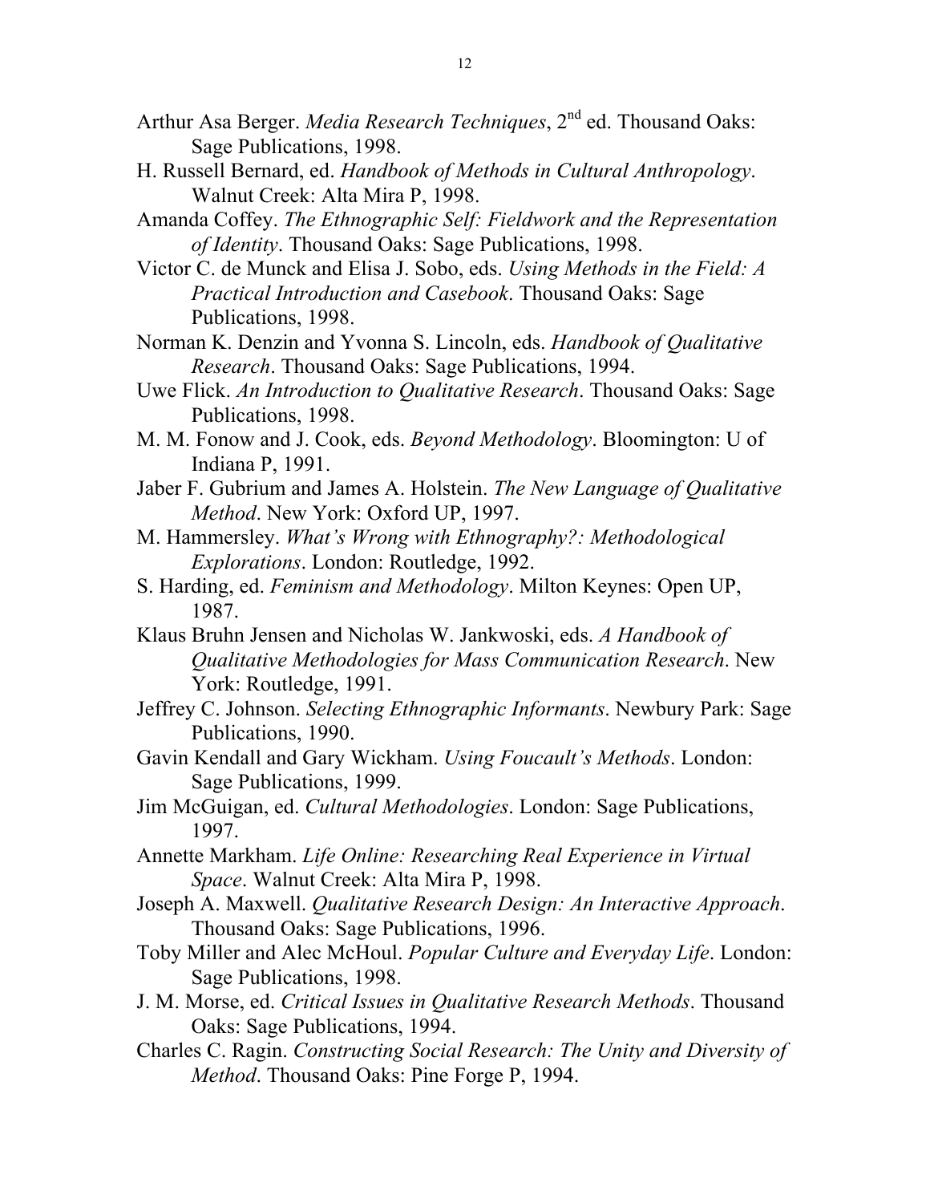Arthur Asa Berger. *Media Research Techniques*, 2nd ed. Thousand Oaks: Sage Publications, 1998.

H. Russell Bernard, ed. *Handbook of Methods in Cultural Anthropology*. Walnut Creek: Alta Mira P, 1998.

Amanda Coffey. *The Ethnographic Self: Fieldwork and the Representation of Identity*. Thousand Oaks: Sage Publications, 1998.

Victor C. de Munck and Elisa J. Sobo, eds. *Using Methods in the Field: A Practical Introduction and Casebook*. Thousand Oaks: Sage Publications, 1998.

Norman K. Denzin and Yvonna S. Lincoln, eds. *Handbook of Qualitative Research*. Thousand Oaks: Sage Publications, 1994.

Uwe Flick. *An Introduction to Qualitative Research*. Thousand Oaks: Sage Publications, 1998.

M. M. Fonow and J. Cook, eds. *Beyond Methodology*. Bloomington: U of Indiana P, 1991.

Jaber F. Gubrium and James A. Holstein. *The New Language of Qualitative Method*. New York: Oxford UP, 1997.

M. Hammersley. *What's Wrong with Ethnography?: Methodological Explorations*. London: Routledge, 1992.

S. Harding, ed. *Feminism and Methodology*. Milton Keynes: Open UP, 1987.

Klaus Bruhn Jensen and Nicholas W. Jankwoski, eds. *A Handbook of Qualitative Methodologies for Mass Communication Research*. New York: Routledge, 1991.

Jeffrey C. Johnson. *Selecting Ethnographic Informants*. Newbury Park: Sage Publications, 1990.

Gavin Kendall and Gary Wickham. *Using Foucault's Methods*. London: Sage Publications, 1999.

Jim McGuigan, ed. *Cultural Methodologies*. London: Sage Publications, 1997.

Annette Markham. *Life Online: Researching Real Experience in Virtual Space*. Walnut Creek: Alta Mira P, 1998.

Joseph A. Maxwell. *Qualitative Research Design: An Interactive Approach*. Thousand Oaks: Sage Publications, 1996.

Toby Miller and Alec McHoul. *Popular Culture and Everyday Life*. London: Sage Publications, 1998.

J. M. Morse, ed. *Critical Issues in Qualitative Research Methods*. Thousand Oaks: Sage Publications, 1994.

Charles C. Ragin. *Constructing Social Research: The Unity and Diversity of Method*. Thousand Oaks: Pine Forge P, 1994.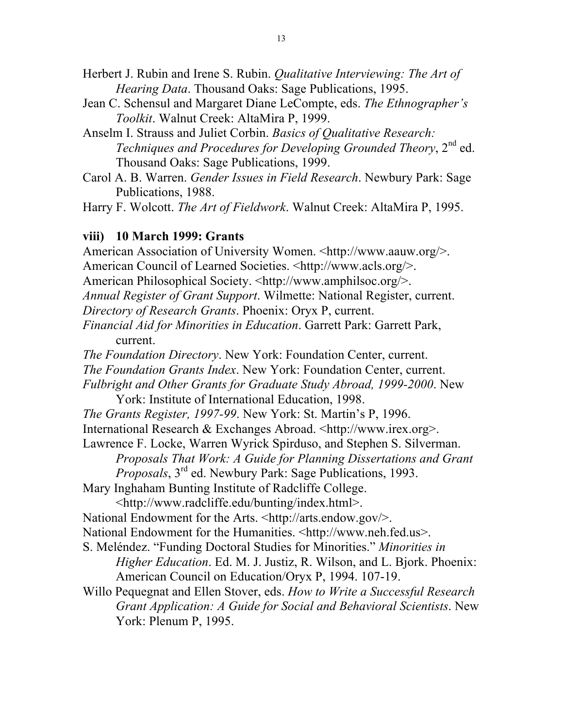Herbert J. Rubin and Irene S. Rubin. *Qualitative Interviewing: The Art of Hearing Data*. Thousand Oaks: Sage Publications, 1995.

Jean C. Schensul and Margaret Diane LeCompte, eds. *The Ethnographer's Toolkit*. Walnut Creek: AltaMira P, 1999.

Anselm I. Strauss and Juliet Corbin. *Basics of Qualitative Research: Techniques and Procedures for Developing Grounded Theory*, 2nd ed. Thousand Oaks: Sage Publications, 1999.

Carol A. B. Warren. *Gender Issues in Field Research*. Newbury Park: Sage Publications, 1988.

Harry F. Wolcott. *The Art of Fieldwork*. Walnut Creek: AltaMira P, 1995.

### viii) 10 March 1999: Grants

American Association of University Women. <http://www.aauw.org/>.

American Council of Learned Societies. <http://www.acls.org/>.

American Philosophical Society. <http://www.amphilsoc.org/>.

*Annual Register of Grant Support*. Wilmette: National Register, current.

*Directory of Research Grants*. Phoenix: Oryx P, current.

*Financial Aid for Minorities in Education*. Garrett Park: Garrett Park, current.

*The Foundation Directory*. New York: Foundation Center, current.

*The Foundation Grants Index*. New York: Foundation Center, current.

*Fulbright and Other Grants for Graduate Study Abroad, 1999-2000*. New York: Institute of International Education, 1998.

*The Grants Register, 1997-99*. New York: St. Martin's P, 1996.

International Research & Exchanges Abroad. <http://www.irex.org>.

Lawrence F. Locke, Warren Wyrick Spirduso, and Stephen S. Silverman. *Proposals That Work: A Guide for Planning Dissertations and Grant Proposals*, 3rd ed. Newbury Park: Sage Publications, 1993.

Mary Inghaham Bunting Institute of Radcliffe College. <http://www.radcliffe.edu/bunting/index.html>.

National Endowment for the Arts. <http://arts.endow.gov/>.

National Endowment for the Humanities. <http://www.neh.fed.us>.

S. Meléndez. "Funding Doctoral Studies for Minorities." *Minorities in Higher Education*. Ed. M. J. Justiz, R. Wilson, and L. Bjork. Phoenix: American Council on Education/Oryx P, 1994. 107-19.

Willo Pequegnat and Ellen Stover, eds. *How to Write a Successful Research Grant Application: A Guide for Social and Behavioral Scientists*. New York: Plenum P, 1995.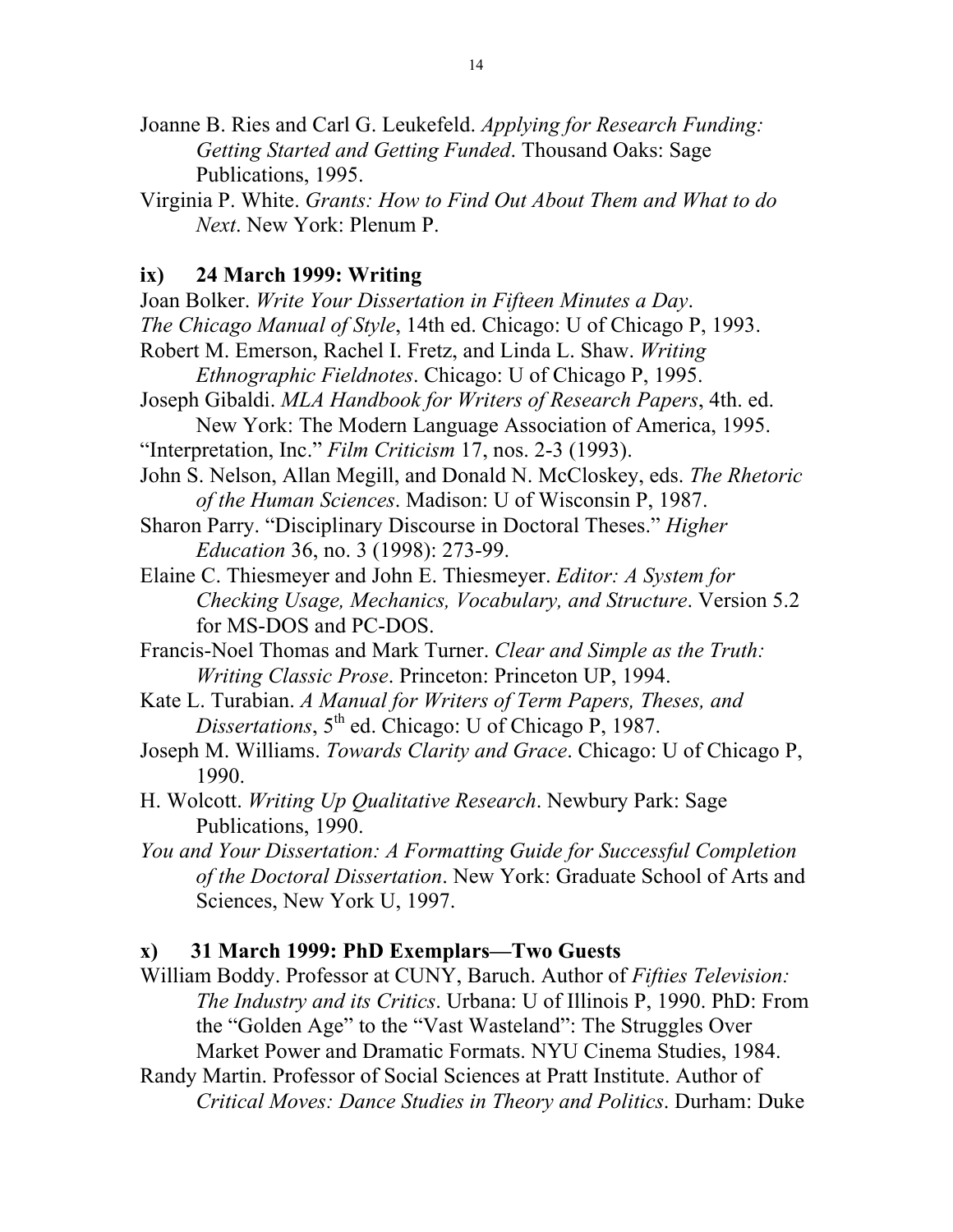Joanne B. Ries and Carl G. Leukefeld. *Applying for Research Funding: Getting Started and Getting Funded*. Thousand Oaks: Sage Publications, 1995.

Virginia P. White. *Grants: How to Find Out About Them and What to do Next*. New York: Plenum P.

### ix) 24 March 1999: Writing

Joan Bolker. *Write Your Dissertation in Fifteen Minutes a Day*.

*The Chicago Manual of Style*, 14th ed. Chicago: U of Chicago P, 1993.

Robert M. Emerson, Rachel I. Fretz, and Linda L. Shaw. *Writing Ethnographic Fieldnotes*. Chicago: U of Chicago P, 1995.

Joseph Gibaldi. *MLA Handbook for Writers of Research Papers*, 4th. ed. New York: The Modern Language Association of America, 1995.

"Interpretation, Inc." *Film Criticism* 17, nos. 2-3 (1993).

John S. Nelson, Allan Megill, and Donald N. McCloskey, eds. *The Rhetoric of the Human Sciences*. Madison: U of Wisconsin P, 1987.

Sharon Parry. "Disciplinary Discourse in Doctoral Theses." *Higher Education* 36, no. 3 (1998): 273-99.

Elaine C. Thiesmeyer and John E. Thiesmeyer. *Editor: A System for Checking Usage, Mechanics, Vocabulary, and Structure*. Version 5.2 for MS-DOS and PC-DOS.

Francis-Noel Thomas and Mark Turner. *Clear and Simple as the Truth: Writing Classic Prose*. Princeton: Princeton UP, 1994.

Kate L. Turabian. *A Manual for Writers of Term Papers, Theses, and Dissertations*, 5th ed. Chicago: U of Chicago P, 1987.

Joseph M. Williams. *Towards Clarity and Grace*. Chicago: U of Chicago P, 1990.

H. Wolcott. *Writing Up Qualitative Research*. Newbury Park: Sage Publications, 1990.

*You and Your Dissertation: A Formatting Guide for Successful Completion of the Doctoral Dissertation*. New York: Graduate School of Arts and Sciences, New York U, 1997.

### x) 31 March 1999: PhD Exemplars—Two Guests

William Boddy. Professor at CUNY, Baruch. Author of *Fifties Television: The Industry and its Critics*. Urbana: U of Illinois P, 1990. PhD: From the "Golden Age" to the "Vast Wasteland": The Struggles Over Market Power and Dramatic Formats. NYU Cinema Studies, 1984.

Randy Martin. Professor of Social Sciences at Pratt Institute. Author of *Critical Moves: Dance Studies in Theory and Politics*. Durham: Duke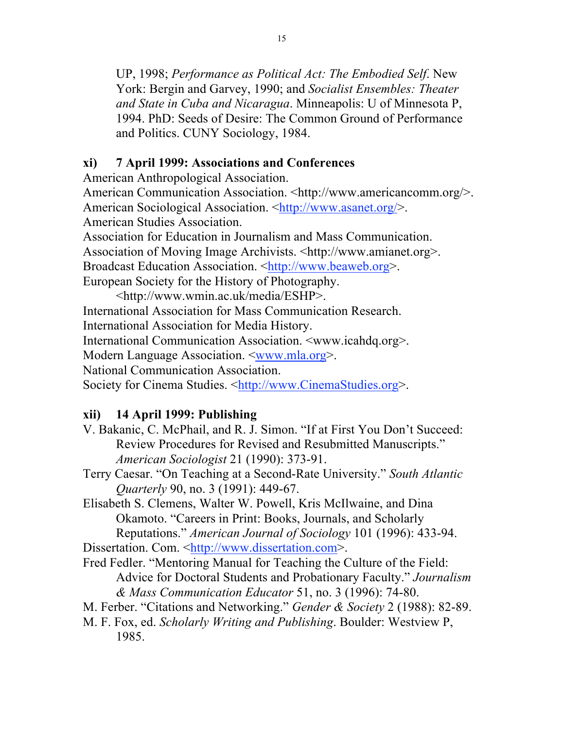UP, 1998; *Performance as Political Act: The Embodied Self*. New York: Bergin and Garvey, 1990; and *Socialist Ensembles: Theater and State in Cuba and Nicaragua*. Minneapolis: U of Minnesota P, 1994. PhD: Seeds of Desire: The Common Ground of Performance and Politics. CUNY Sociology, 1984.

### xi) 7 April 1999: Associations and Conferences

American Anthropological Association.
American Communication Association. <http://www.americancomm.org/>.
American Sociological Association. <http://www.asanet.org/>.
American Studies Association.
Association for Education in Journalism and Mass Communication.
Association of Moving Image Archivists. <http://www.amianet.org>.
Broadcast Education Association. <http://www.beaweb.org>.
European Society for the History of Photography. <http://www.wmin.ac.uk/media/ESHP>.
International Association for Mass Communication Research.
International Association for Media History.
International Communication Association. <www.icahdq.org>.
Modern Language Association. <www.mla.org>.
National Communication Association.
Society for Cinema Studies. <http://www.CinemaStudies.org>.

### xii) 14 April 1999: Publishing

V. Bakanic, C. McPhail, and R. J. Simon. "If at First You Don't Succeed: Review Procedures for Revised and Resubmitted Manuscripts." *American Sociologist* 21 (1990): 373-91.

Terry Caesar. "On Teaching at a Second-Rate University." *South Atlantic Quarterly* 90, no. 3 (1991): 449-67.

Elisabeth S. Clemens, Walter W. Powell, Kris McIlwaine, and Dina Okamoto. "Careers in Print: Books, Journals, and Scholarly Reputations." *American Journal of Sociology* 101 (1996): 433-94.

Dissertation. Com. <http://www.dissertation.com>.

Fred Fedler. "Mentoring Manual for Teaching the Culture of the Field: Advice for Doctoral Students and Probationary Faculty." *Journalism & Mass Communication Educator* 51, no. 3 (1996): 74-80.

M. Ferber. "Citations and Networking." *Gender & Society* 2 (1988): 82-89.

M. F. Fox, ed. *Scholarly Writing and Publishing*. Boulder: Westview P, 1985.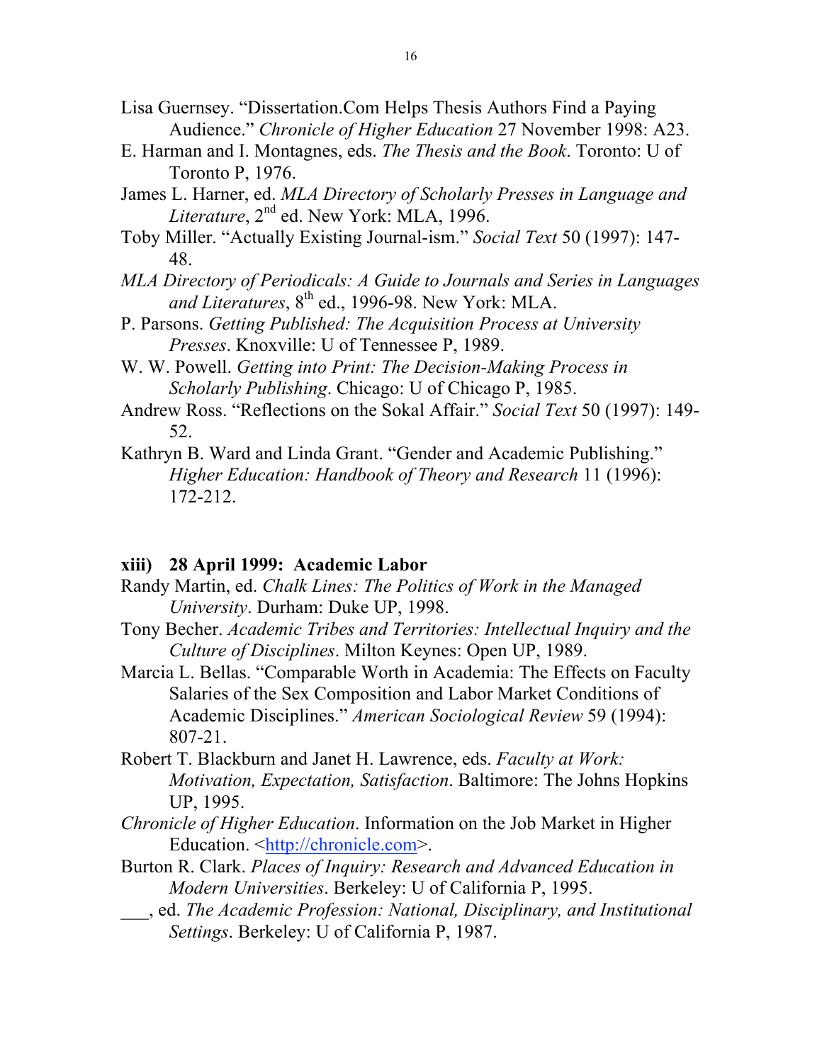Lisa Guernsey. "Dissertation.Com Helps Thesis Authors Find a Paying Audience." *Chronicle of Higher Education* 27 November 1998: A23.

E. Harman and I. Montagnes, eds. *The Thesis and the Book*. Toronto: U of Toronto P, 1976.

James L. Harner, ed. *MLA Directory of Scholarly Presses in Language and Literature*, 2nd ed. New York: MLA, 1996.

Toby Miller. "Actually Existing Journal-ism." *Social Text* 50 (1997): 147-48.

*MLA Directory of Periodicals: A Guide to Journals and Series in Languages and Literatures*, 8th ed., 1996-98. New York: MLA.

P. Parsons. *Getting Published: The Acquisition Process at University Presses*. Knoxville: U of Tennessee P, 1989.

W. W. Powell. *Getting into Print: The Decision-Making Process in Scholarly Publishing*. Chicago: U of Chicago P, 1985.

Andrew Ross. "Reflections on the Sokal Affair." *Social Text* 50 (1997): 149-52.

Kathryn B. Ward and Linda Grant. "Gender and Academic Publishing." *Higher Education: Handbook of Theory and Research* 11 (1996): 172-212.

### xiii) 28 April 1999: Academic Labor

Randy Martin, ed. *Chalk Lines: The Politics of Work in the Managed University*. Durham: Duke UP, 1998.

Tony Becher. *Academic Tribes and Territories: Intellectual Inquiry and the Culture of Disciplines*. Milton Keynes: Open UP, 1989.

Marcia L. Bellas. "Comparable Worth in Academia: The Effects on Faculty Salaries of the Sex Composition and Labor Market Conditions of Academic Disciplines." *American Sociological Review* 59 (1994): 807-21.

Robert T. Blackburn and Janet H. Lawrence, eds. *Faculty at Work: Motivation, Expectation, Satisfaction*. Baltimore: The Johns Hopkins UP, 1995.

*Chronicle of Higher Education*. Information on the Job Market in Higher Education. <http://chronicle.com>.

Burton R. Clark. *Places of Inquiry: Research and Advanced Education in Modern Universities*. Berkeley: U of California P, 1995.

___, ed. *The Academic Profession: National, Disciplinary, and Institutional Settings*. Berkeley: U of California P, 1987.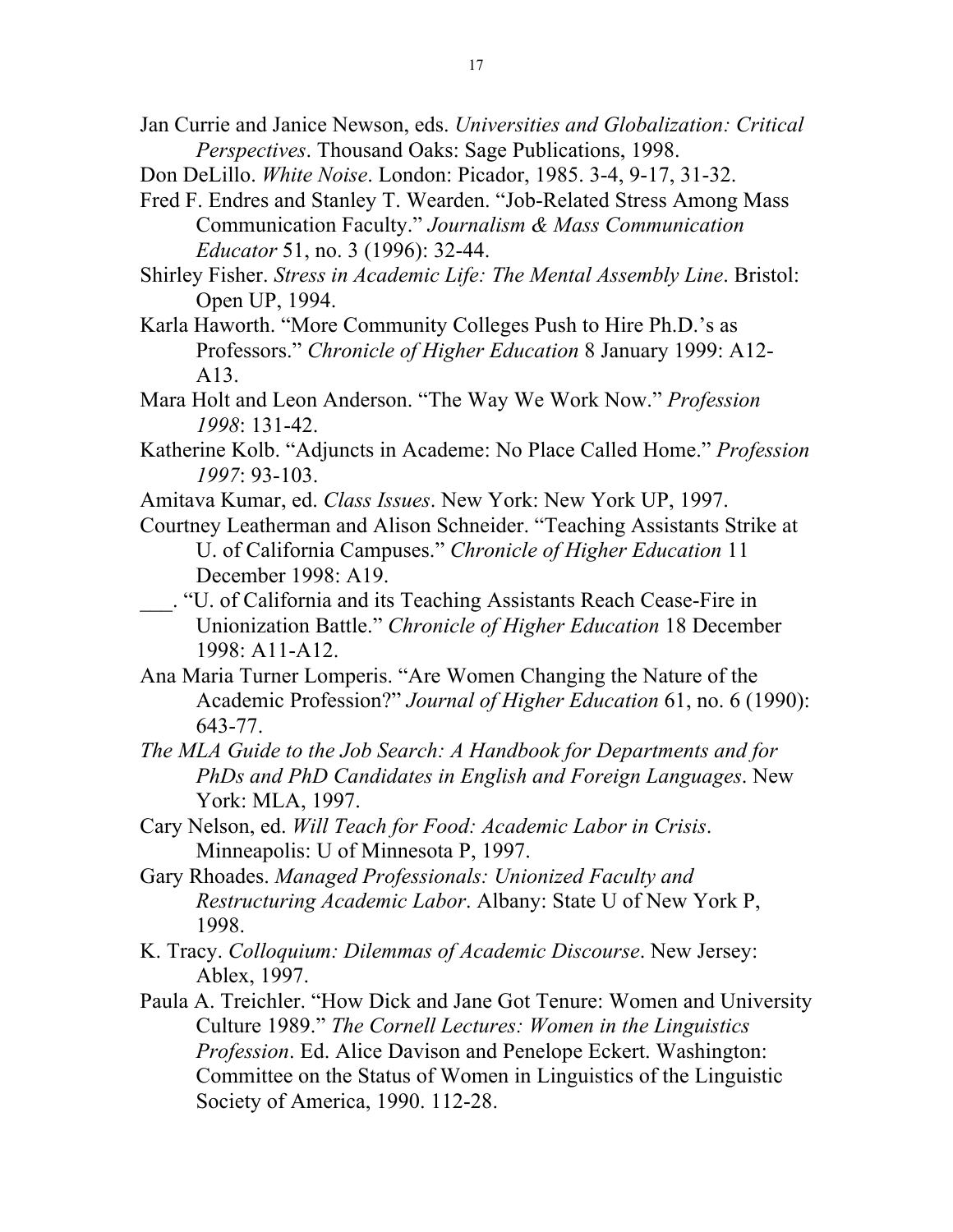Jan Currie and Janice Newson, eds. *Universities and Globalization: Critical Perspectives*. Thousand Oaks: Sage Publications, 1998.

Don DeLillo. *White Noise*. London: Picador, 1985. 3-4, 9-17, 31-32.

Fred F. Endres and Stanley T. Wearden. "Job-Related Stress Among Mass Communication Faculty." *Journalism & Mass Communication Educator* 51, no. 3 (1996): 32-44.

Shirley Fisher. *Stress in Academic Life: The Mental Assembly Line*. Bristol: Open UP, 1994.

Karla Haworth. "More Community Colleges Push to Hire Ph.D.'s as Professors." *Chronicle of Higher Education* 8 January 1999: A12-A13.

Mara Holt and Leon Anderson. "The Way We Work Now." *Profession 1998*: 131-42.

Katherine Kolb. "Adjuncts in Academe: No Place Called Home." *Profession 1997*: 93-103.

Amitava Kumar, ed. *Class Issues*. New York: New York UP, 1997.

Courtney Leatherman and Alison Schneider. "Teaching Assistants Strike at U. of California Campuses." *Chronicle of Higher Education* 11 December 1998: A19.

___. "U. of California and its Teaching Assistants Reach Cease-Fire in Unionization Battle." *Chronicle of Higher Education* 18 December 1998: A11-A12.

Ana Maria Turner Lomperis. "Are Women Changing the Nature of the Academic Profession?" *Journal of Higher Education* 61, no. 6 (1990): 643-77.

*The MLA Guide to the Job Search: A Handbook for Departments and for PhDs and PhD Candidates in English and Foreign Languages*. New York: MLA, 1997.

Cary Nelson, ed. *Will Teach for Food: Academic Labor in Crisis*. Minneapolis: U of Minnesota P, 1997.

Gary Rhoades. *Managed Professionals: Unionized Faculty and Restructuring Academic Labor*. Albany: State U of New York P, 1998.

K. Tracy. *Colloquium: Dilemmas of Academic Discourse*. New Jersey: Ablex, 1997.

Paula A. Treichler. "How Dick and Jane Got Tenure: Women and University Culture 1989." *The Cornell Lectures: Women in the Linguistics Profession*. Ed. Alice Davison and Penelope Eckert. Washington: Committee on the Status of Women in Linguistics of the Linguistic Society of America, 1990. 112-28.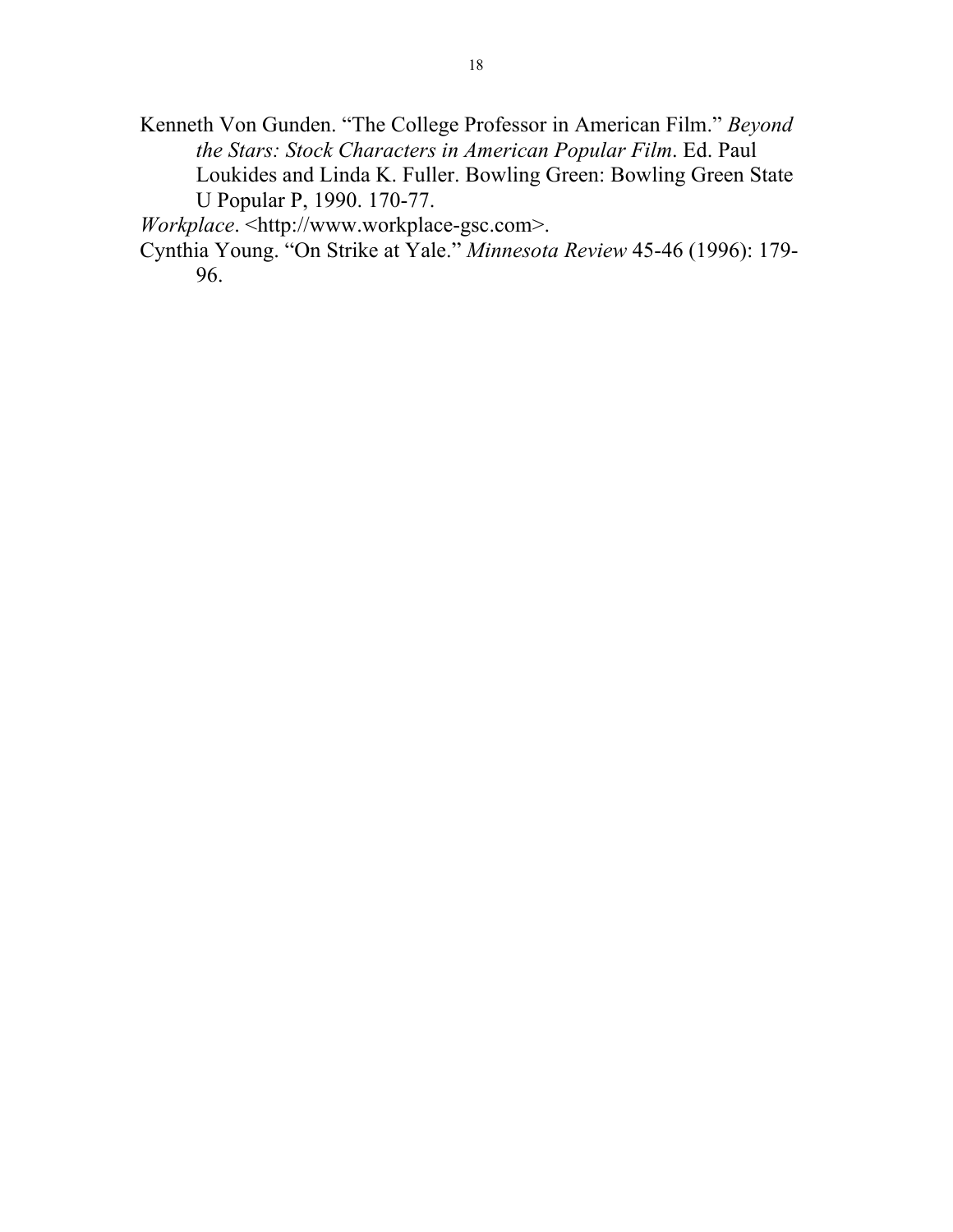Kenneth Von Gunden. "The College Professor in American Film." *Beyond the Stars: Stock Characters in American Popular Film*. Ed. Paul Loukides and Linda K. Fuller. Bowling Green: Bowling Green State U Popular P, 1990. 170-77.

*Workplace*. <http://www.workplace-gsc.com>.

Cynthia Young. "On Strike at Yale." *Minnesota Review* 45-46 (1996): 179-96.